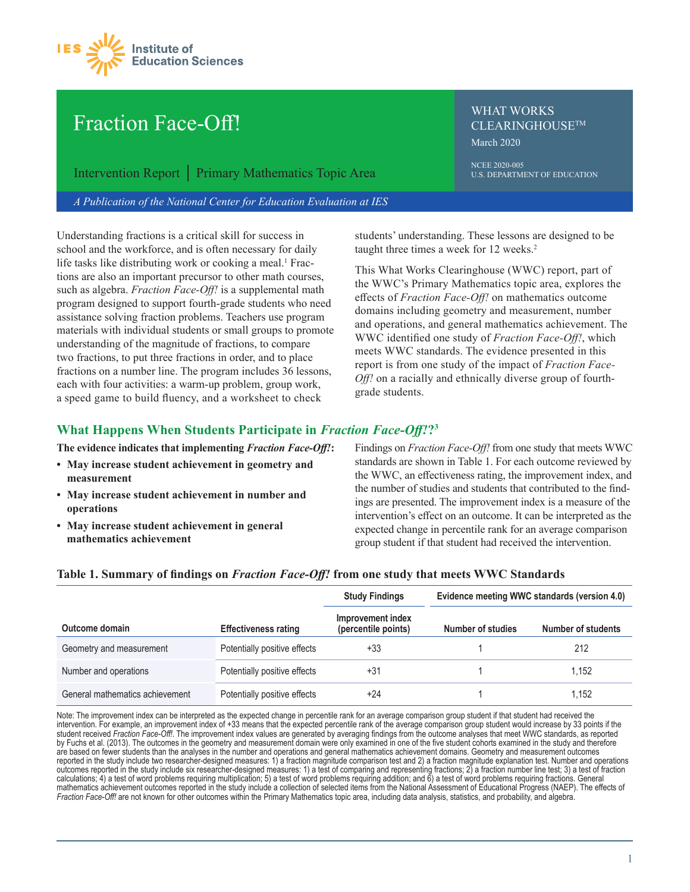# Fraction Face-Off!

Intervention Report | Primary Mathematics Topic Area

WHAT WORKS CLEARINGHOUSE™

March 2020

NCEE 2020-005
U.S. DEPARTMENT OF EDUCATION

*A Publication of the National Center for Education Evaluation at IES*

Understanding fractions is a critical skill for success in school and the workforce, and is often necessary for daily life tasks like distributing work or cooking a meal.[1] Fractions are also an important precursor to other math courses, such as algebra. *Fraction Face-Off!* is a supplemental math program designed to support fourth-grade students who need assistance solving fraction problems. Teachers use program materials with individual students or small groups to promote understanding of the magnitude of fractions, to compare two fractions, to put three fractions in order, and to place fractions on a number line. The program includes 36 lessons, each with four activities: a warm-up problem, group work, a speed game to build fluency, and a worksheet to check students' understanding. These lessons are designed to be taught three times a week for 12 weeks.[2]

This What Works Clearinghouse (WWC) report, part of the WWC's Primary Mathematics topic area, explores the effects of *Fraction Face-Off!* on mathematics outcome domains including geometry and measurement, number and operations, and general mathematics achievement. The WWC identified one study of *Fraction Face-Off!*, which meets WWC standards. The evidence presented in this report is from one study of the impact of *Fraction Face-Off!* on a racially and ethnically diverse group of fourth-grade students.

## What Happens When Students Participate in *Fraction Face-Off!*?[3]

**The evidence indicates that implementing *Fraction Face-Off!*:**

- **May increase student achievement in geometry and measurement**
- **May increase student achievement in number and operations**
- **May increase student achievement in general mathematics achievement**

Findings on *Fraction Face-Off!* from one study that meets WWC standards are shown in Table 1. For each outcome reviewed by the WWC, an effectiveness rating, the improvement index, and the number of studies and students that contributed to the findings are presented. The improvement index is a measure of the intervention's effect on an outcome. It can be interpreted as the expected change in percentile rank for an average comparison group student if that student had received the intervention.

**Table 1. Summary of findings on *Fraction Face-Off!* from one study that meets WWC Standards**

| | | Study Findings | Evidence meeting WWC standards (version 4.0) | |
|---|---|---|---|---|
| Outcome domain | Effectiveness rating | Improvement index (percentile points) | Number of studies | Number of students |
| Geometry and measurement | Potentially positive effects | +33 | 1 | 212 |
| Number and operations | Potentially positive effects | +31 | 1 | 1,152 |
| General mathematics achievement | Potentially positive effects | +24 | 1 | 1,152 |

Note: The improvement index can be interpreted as the expected change in percentile rank for an average comparison group student if that student had received the intervention. For example, an improvement index of +33 means that the expected percentile rank of the average comparison group student would increase by 33 points if the student received *Fraction Face-Off!*. The improvement index values are generated by averaging findings from the outcome analyses that meet WWC standards, as reported by Fuchs et al. (2013). The outcomes in the geometry and measurement domain were only examined in one of the five student cohorts examined in the study and therefore are based on fewer students than the analyses in the number and operations and general mathematics achievement domains. Geometry and measurement outcomes reported in the study include two researcher-designed measures: 1) a fraction magnitude comparison test and 2) a fraction magnitude explanation test. Number and operations outcomes reported in the study include six researcher-designed measures: 1) a test of comparing and representing fractions; 2) a fraction number line test; 3) a test of fraction calculations; 4) a test of word problems requiring multiplication; 5) a test of word problems requiring addition; and 6) a test of word problems requiring fractions. General mathematics achievement outcomes reported in the study include a collection of selected items from the National Assessment of Educational Progress (NAEP). The effects of *Fraction Face-Off!* are not known for other outcomes within the Primary Mathematics topic area, including data analysis, statistics, and probability, and algebra.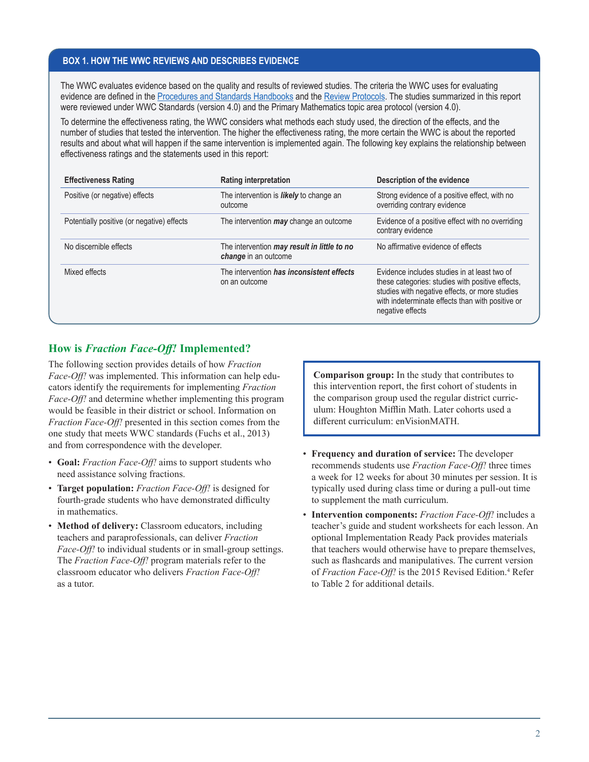### BOX 1. HOW THE WWC REVIEWS AND DESCRIBES EVIDENCE

The WWC evaluates evidence based on the quality and results of reviewed studies. The criteria the WWC uses for evaluating evidence are defined in the Procedures and Standards Handbooks and the Review Protocols. The studies summarized in this report were reviewed under WWC Standards (version 4.0) and the Primary Mathematics topic area protocol (version 4.0).

To determine the effectiveness rating, the WWC considers what methods each study used, the direction of the effects, and the number of studies that tested the intervention. The higher the effectiveness rating, the more certain the WWC is about the reported results and about what will happen if the same intervention is implemented again. The following key explains the relationship between effectiveness ratings and the statements used in this report:

| Effectiveness Rating | Rating interpretation | Description of the evidence |
|---|---|---|
| Positive (or negative) effects | The intervention is ***likely*** to change an outcome | Strong evidence of a positive effect, with no overriding contrary evidence |
| Potentially positive (or negative) effects | The intervention ***may*** change an outcome | Evidence of a positive effect with no overriding contrary evidence |
| No discernible effects | The intervention ***may result in little to no change*** in an outcome | No affirmative evidence of effects |
| Mixed effects | The intervention ***has inconsistent effects*** on an outcome | Evidence includes studies in at least two of these categories: studies with positive effects, studies with negative effects, or more studies with indeterminate effects than with positive or negative effects |

## How is *Fraction Face-Off!* Implemented?

The following section provides details of how *Fraction Face-Off!* was implemented. This information can help educators identify the requirements for implementing *Fraction Face-Off!* and determine whether implementing this program would be feasible in their district or school. Information on *Fraction Face-Off!* presented in this section comes from the one study that meets WWC standards (Fuchs et al., 2013) and from correspondence with the developer.

- **Goal:** *Fraction Face-Off!* aims to support students who need assistance solving fractions.
- **Target population:** *Fraction Face-Off!* is designed for fourth-grade students who have demonstrated difficulty in mathematics.
- **Method of delivery:** Classroom educators, including teachers and paraprofessionals, can deliver *Fraction Face-Off!* to individual students or in small-group settings. The *Fraction Face-Off!* program materials refer to the classroom educator who delivers *Fraction Face-Off!* as a tutor.

**Comparison group:** In the study that contributes to this intervention report, the first cohort of students in the comparison group used the regular district curriculum: Houghton Mifflin Math. Later cohorts used a different curriculum: enVisionMATH.

- **Frequency and duration of service:** The developer recommends students use *Fraction Face-Off!* three times a week for 12 weeks for about 30 minutes per session. It is typically used during class time or during a pull-out time to supplement the math curriculum.
- **Intervention components:** *Fraction Face-Off!* includes a teacher's guide and student worksheets for each lesson. An optional Implementation Ready Pack provides materials that teachers would otherwise have to prepare themselves, such as flashcards and manipulatives. The current version of *Fraction Face-Off!* is the 2015 Revised Edition.[4] Refer to Table 2 for additional details.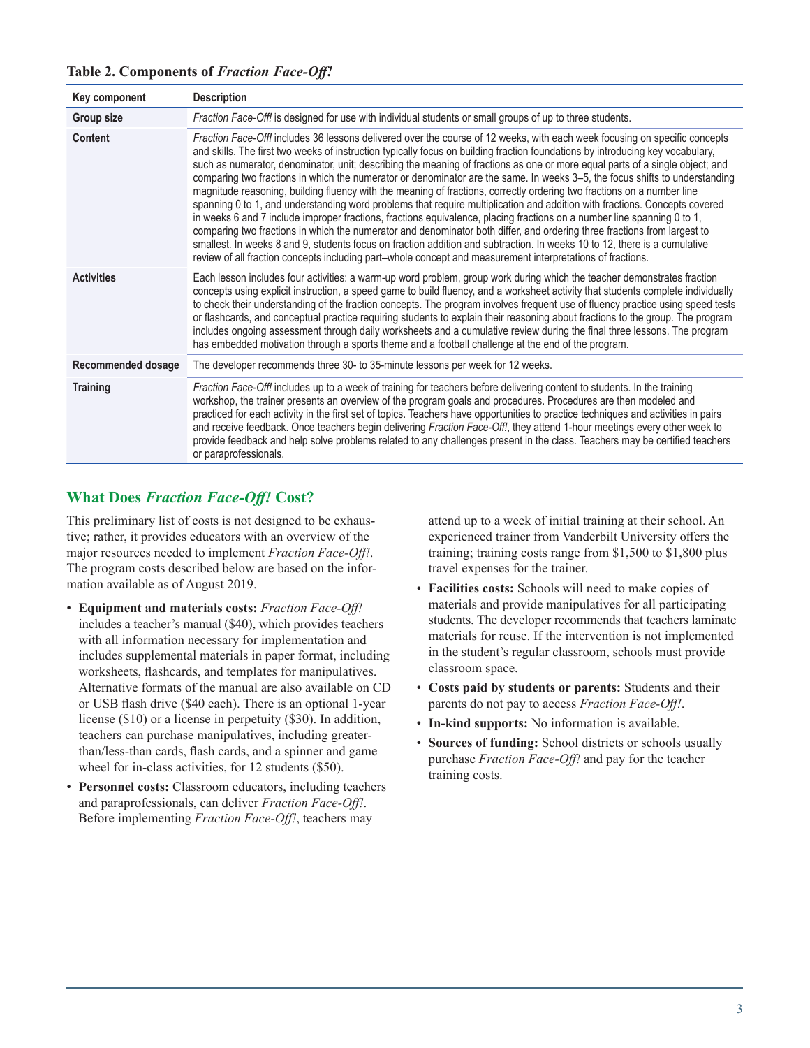**Table 2. Components of *Fraction Face-Off!***

| Key component | Description |
|---|---|
| Group size | *Fraction Face-Off!* is designed for use with individual students or small groups of up to three students. |
| Content | *Fraction Face-Off!* includes 36 lessons delivered over the course of 12 weeks, with each week focusing on specific concepts and skills. The first two weeks of instruction typically focus on building fraction foundations by introducing key vocabulary, such as numerator, denominator, unit; describing the meaning of fractions as one or more equal parts of a single object; and comparing two fractions in which the numerator or denominator are the same. In weeks 3–5, the focus shifts to understanding magnitude reasoning, building fluency with the meaning of fractions, correctly ordering two fractions on a number line spanning 0 to 1, and understanding word problems that require multiplication and addition with fractions. Concepts covered in weeks 6 and 7 include improper fractions, fractions equivalence, placing fractions on a number line spanning 0 to 1, comparing two fractions in which the numerator and denominator both differ, and ordering three fractions from largest to smallest. In weeks 8 and 9, students focus on fraction addition and subtraction. In weeks 10 to 12, there is a cumulative review of all fraction concepts including part–whole concept and measurement interpretations of fractions. |
| Activities | Each lesson includes four activities: a warm-up word problem, group work during which the teacher demonstrates fraction concepts using explicit instruction, a speed game to build fluency, and a worksheet activity that students complete individually to check their understanding of the fraction concepts. The program involves frequent use of fluency practice using speed tests or flashcards, and conceptual practice requiring students to explain their reasoning about fractions to the group. The program includes ongoing assessment through daily worksheets and a cumulative review during the final three lessons. The program has embedded motivation through a sports theme and a football challenge at the end of the program. |
| Recommended dosage | The developer recommends three 30- to 35-minute lessons per week for 12 weeks. |
| Training | *Fraction Face-Off!* includes up to a week of training for teachers before delivering content to students. In the training workshop, the trainer presents an overview of the program goals and procedures. Procedures are then modeled and practiced for each activity in the first set of topics. Teachers have opportunities to practice techniques and activities in pairs and receive feedback. Once teachers begin delivering *Fraction Face-Off!*, they attend 1-hour meetings every other week to provide feedback and help solve problems related to any challenges present in the class. Teachers may be certified teachers or paraprofessionals. |

## What Does *Fraction Face-Off!* Cost?

This preliminary list of costs is not designed to be exhaustive; rather, it provides educators with an overview of the major resources needed to implement *Fraction Face-Off!*. The program costs described below are based on the information available as of August 2019.

- **Equipment and materials costs:** *Fraction Face-Off!* includes a teacher's manual ($40), which provides teachers with all information necessary for implementation and includes supplemental materials in paper format, including worksheets, flashcards, and templates for manipulatives. Alternative formats of the manual are also available on CD or USB flash drive ($40 each). There is an optional 1-year license ($10) or a license in perpetuity ($30). In addition, teachers can purchase manipulatives, including greater-than/less-than cards, flash cards, and a spinner and game wheel for in-class activities, for 12 students ($50).
- **Personnel costs:** Classroom educators, including teachers and paraprofessionals, can deliver *Fraction Face-Off!*. Before implementing *Fraction Face-Off!*, teachers may attend up to a week of initial training at their school. An experienced trainer from Vanderbilt University offers the training; training costs range from $1,500 to $1,800 plus travel expenses for the trainer.
- **Facilities costs:** Schools will need to make copies of materials and provide manipulatives for all participating students. The developer recommends that teachers laminate materials for reuse. If the intervention is not implemented in the student's regular classroom, schools must provide classroom space.
- **Costs paid by students or parents:** Students and their parents do not pay to access *Fraction Face-Off!*.
- **In-kind supports:** No information is available.
- **Sources of funding:** School districts or schools usually purchase *Fraction Face-Off!* and pay for the teacher training costs.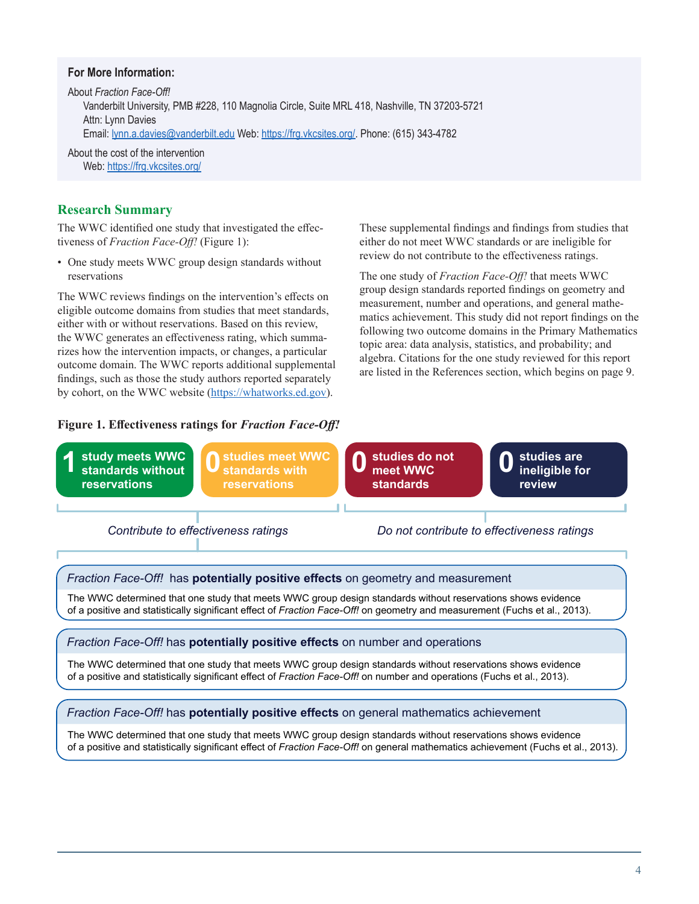**For More Information:**

About *Fraction Face-Off!*

Vanderbilt University, PMB #228, 110 Magnolia Circle, Suite MRL 418, Nashville, TN 37203-5721
Attn: Lynn Davies
Email: [lynn.a.davies@vanderbilt.edu](mailto:lynn.a.davies@vanderbilt.edu) Web: [https://frg.vkcsites.org/](https://frg.vkcsites.org/). Phone: (615) 343-4782

About the cost of the intervention

Web: [https://frg.vkcsites.org/](https://frg.vkcsites.org/)

## Research Summary

The WWC identified one study that investigated the effectiveness of *Fraction Face-Off!* (Figure 1):

- One study meets WWC group design standards without reservations

The WWC reviews findings on the intervention's effects on eligible outcome domains from studies that meet standards, either with or without reservations. Based on this review, the WWC generates an effectiveness rating, which summarizes how the intervention impacts, or changes, a particular outcome domain. The WWC reports additional supplemental findings, such as those the study authors reported separately by cohort, on the WWC website ([https://whatworks.ed.gov](https://whatworks.ed.gov)). These supplemental findings and findings from studies that either do not meet WWC standards or are ineligible for review do not contribute to the effectiveness ratings.

The one study of *Fraction Face-Off!* that meets WWC group design standards reported findings on geometry and measurement, number and operations, and general mathematics achievement. This study did not report findings on the following two outcome domains in the Primary Mathematics topic area: data analysis, statistics, and probability; and algebra. Citations for the one study reviewed for this report are listed in the References section, which begins on page 9.

**Figure 1. Effectiveness ratings for *Fraction Face-Off!***

| Contribute to effectiveness ratings | | Do not contribute to effectiveness ratings | |
|---|---|---|---|
| **1** study meets WWC standards without reservations | **0** studies meet WWC standards with reservations | **0** studies do not meet WWC standards | **0** studies are ineligible for review |

*Fraction Face-Off!* has **potentially positive effects** on geometry and measurement

The WWC determined that one study that meets WWC group design standards without reservations shows evidence of a positive and statistically significant effect of *Fraction Face-Off!* on geometry and measurement (Fuchs et al., 2013).

*Fraction Face-Off!* has **potentially positive effects** on number and operations

The WWC determined that one study that meets WWC group design standards without reservations shows evidence of a positive and statistically significant effect of *Fraction Face-Off!* on number and operations (Fuchs et al., 2013).

*Fraction Face-Off!* has **potentially positive effects** on general mathematics achievement

The WWC determined that one study that meets WWC group design standards without reservations shows evidence of a positive and statistically significant effect of *Fraction Face-Off!* on general mathematics achievement (Fuchs et al., 2013).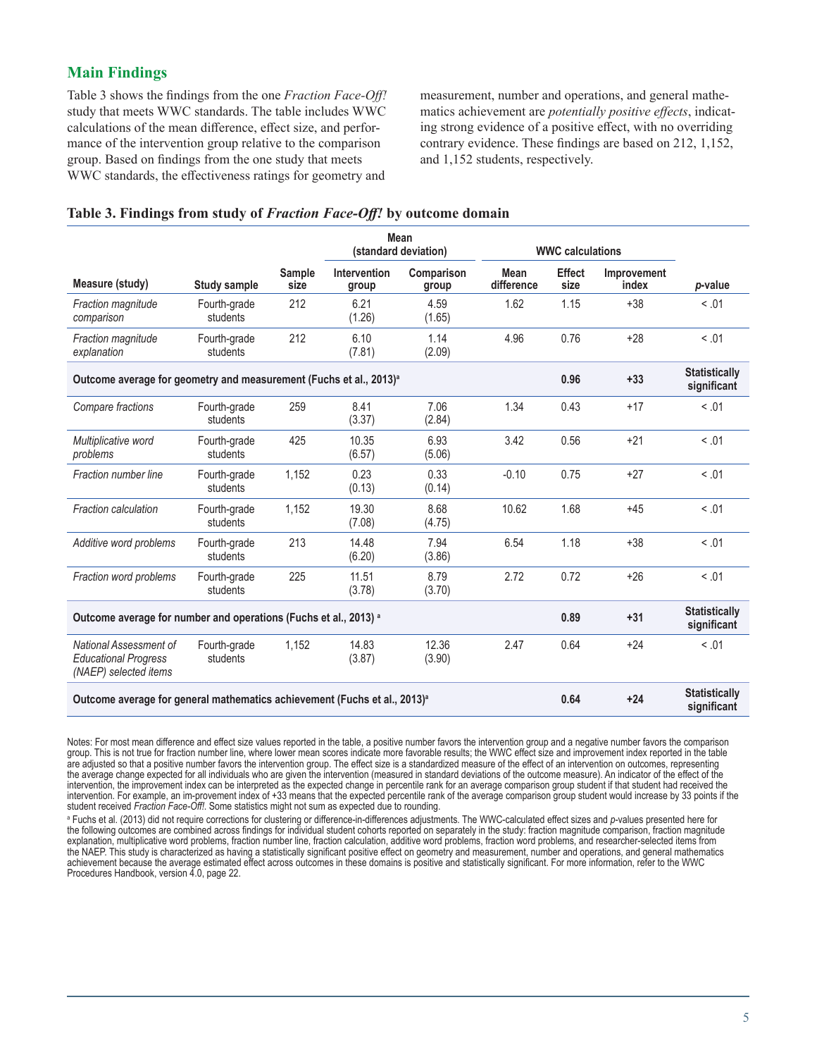## Main Findings

Table 3 shows the findings from the one *Fraction Face-Off!* study that meets WWC standards. The table includes WWC calculations of the mean difference, effect size, and performance of the intervention group relative to the comparison group. Based on findings from the one study that meets WWC standards, the effectiveness ratings for geometry and measurement, number and operations, and general mathematics achievement are *potentially positive effects*, indicating strong evidence of a positive effect, with no overriding contrary evidence. These findings are based on 212, 1,152, and 1,152 students, respectively.

**Table 3. Findings from study of *Fraction Face-Off!* by outcome domain**

| | | | Mean (standard deviation) | | WWC calculations | | | |
|---|---|---|---|---|---|---|---|---|
| **Measure (study)** | **Study sample** | **Sample size** | **Intervention group** | **Comparison group** | **Mean difference** | **Effect size** | **Improvement index** | ***p*-value** |
| *Fraction magnitude comparison* | Fourth-grade students | 212 | 6.21 (1.26) | 4.59 (1.65) | 1.62 | 1.15 | +38 | < .01 |
| *Fraction magnitude explanation* | Fourth-grade students | 212 | 6.10 (7.81) | 1.14 (2.09) | 4.96 | 0.76 | +28 | < .01 |
| **Outcome average for geometry and measurement (Fuchs et al., 2013)[a]** | | | | | | **0.96** | **+33** | **Statistically significant** |
| *Compare fractions* | Fourth-grade students | 259 | 8.41 (3.37) | 7.06 (2.84) | 1.34 | 0.43 | +17 | < .01 |
| *Multiplicative word problems* | Fourth-grade students | 425 | 10.35 (6.57) | 6.93 (5.06) | 3.42 | 0.56 | +21 | < .01 |
| *Fraction number line* | Fourth-grade students | 1,152 | 0.23 (0.13) | 0.33 (0.14) | -0.10 | 0.75 | +27 | < .01 |
| *Fraction calculation* | Fourth-grade students | 1,152 | 19.30 (7.08) | 8.68 (4.75) | 10.62 | 1.68 | +45 | < .01 |
| *Additive word problems* | Fourth-grade students | 213 | 14.48 (6.20) | 7.94 (3.86) | 6.54 | 1.18 | +38 | < .01 |
| *Fraction word problems* | Fourth-grade students | 225 | 11.51 (3.78) | 8.79 (3.70) | 2.72 | 0.72 | +26 | < .01 |
| **Outcome average for number and operations (Fuchs et al., 2013)[a]** | | | | | | **0.89** | **+31** | **Statistically significant** |
| *National Assessment of Educational Progress (NAEP) selected items* | Fourth-grade students | 1,152 | 14.83 (3.87) | 12.36 (3.90) | 2.47 | 0.64 | +24 | < .01 |
| **Outcome average for general mathematics achievement (Fuchs et al., 2013)[a]** | | | | | | **0.64** | **+24** | **Statistically significant** |

Notes: For most mean difference and effect size values reported in the table, a positive number favors the intervention group and a negative number favors the comparison group. This is not true for fraction number line, where lower mean scores indicate more favorable results; the WWC effect size and improvement index reported in the table are adjusted so that a positive number favors the intervention group. The effect size is a standardized measure of the effect of an intervention on outcomes, representing the average change expected for all individuals who are given the intervention (measured in standard deviations of the outcome measure). An indicator of the effect of the intervention, the improvement index can be interpreted as the expected change in percentile rank for an average comparison group student if that student had received the intervention. For example, an im-provement index of +33 means that the expected percentile rank of the average comparison group student would increase by 33 points if the student received *Fraction Face-Off!*. Some statistics might not sum as expected due to rounding.

[a] Fuchs et al. (2013) did not require corrections for clustering or difference-in-differences adjustments. The WWC-calculated effect sizes and *p*-values presented here for the following outcomes are combined across findings for individual student cohorts reported on separately in the study: fraction magnitude comparison, fraction magnitude explanation, multiplicative word problems, fraction number line, fraction calculation, additive word problems, fraction word problems, and researcher-selected items from the NAEP. This study is characterized as having a statistically significant positive effect on geometry and measurement, number and operations, and general mathematics achievement because the average estimated effect across outcomes in these domains is positive and statistically significant. For more information, refer to the WWC Procedures Handbook, version 4.0, page 22.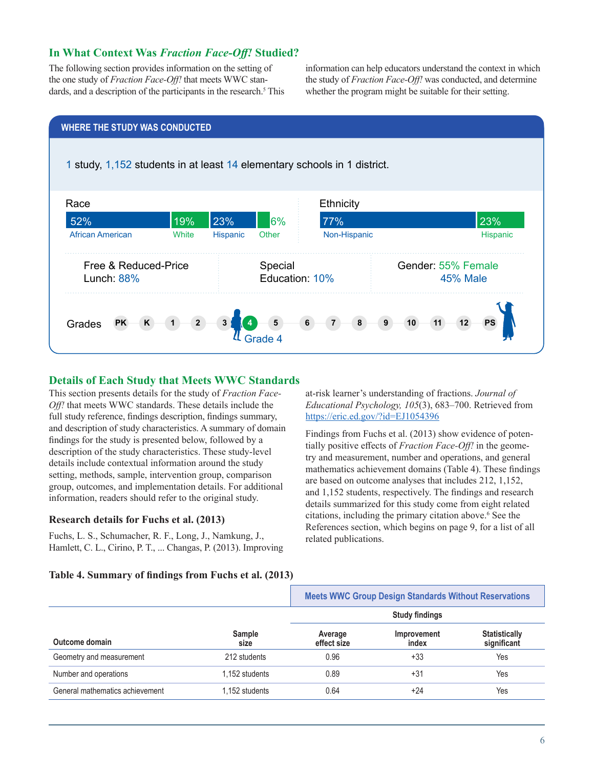## In What Context Was *Fraction Face-Off!* Studied?

The following section provides information on the setting of the one study of *Fraction Face-Off!* that meets WWC standards, and a description of the participants in the research.[5] This information can help educators understand the context in which the study of *Fraction Face-Off!* was conducted, and determine whether the program might be suitable for their setting.

### WHERE THE STUDY WAS CONDUCTED

1 study, 1,152 students in at least 14 elementary schools in 1 district.

**Race**

- 52% African American
- 19% White
- 23% Hispanic
- 6% Other

**Ethnicity**

- 77% Non-Hispanic
- 23% Hispanic

Free & Reduced-Price Lunch: 88%

Special Education: 10%

Gender: 55% Female, 45% Male

Grades: PK K 1 2 3 4 5 6 7 8 9 10 11 12 PS — Grade 4

## Details of Each Study that Meets WWC Standards

This section presents details for the study of *Fraction Face-Off!* that meets WWC standards. These details include the full study reference, findings description, findings summary, and description of study characteristics. A summary of domain findings for the study is presented below, followed by a description of the study characteristics. These study-level details include contextual information around the study setting, methods, sample, intervention group, comparison group, outcomes, and implementation details. For additional information, readers should refer to the original study.

### Research details for Fuchs et al. (2013)

Fuchs, L. S., Schumacher, R. F., Long, J., Namkung, J., Hamlett, C. L., Cirino, P. T., ... Changas, P. (2013). Improving at-risk learner's understanding of fractions. *Journal of Educational Psychology, 105*(3), 683–700. Retrieved from https://eric.ed.gov/?id=EJ1054396

Findings from Fuchs et al. (2013) show evidence of potentially positive effects of *Fraction Face-Off!* in the geometry and measurement, number and operations, and general mathematics achievement domains (Table 4). These findings are based on outcome analyses that includes 212, 1,152, and 1,152 students, respectively. The findings and research details summarized for this study come from eight related citations, including the primary citation above.[6] See the References section, which begins on page 9, for a list of all related publications.

**Table 4. Summary of findings from Fuchs et al. (2013)**

| | | Meets WWC Group Design Standards Without Reservations | | |
|---|---|---|---|---|
| | | Study findings | | |
| Outcome domain | Sample size | Average effect size | Improvement index | Statistically significant |
| Geometry and measurement | 212 students | 0.96 | +33 | Yes |
| Number and operations | 1,152 students | 0.89 | +31 | Yes |
| General mathematics achievement | 1,152 students | 0.64 | +24 | Yes |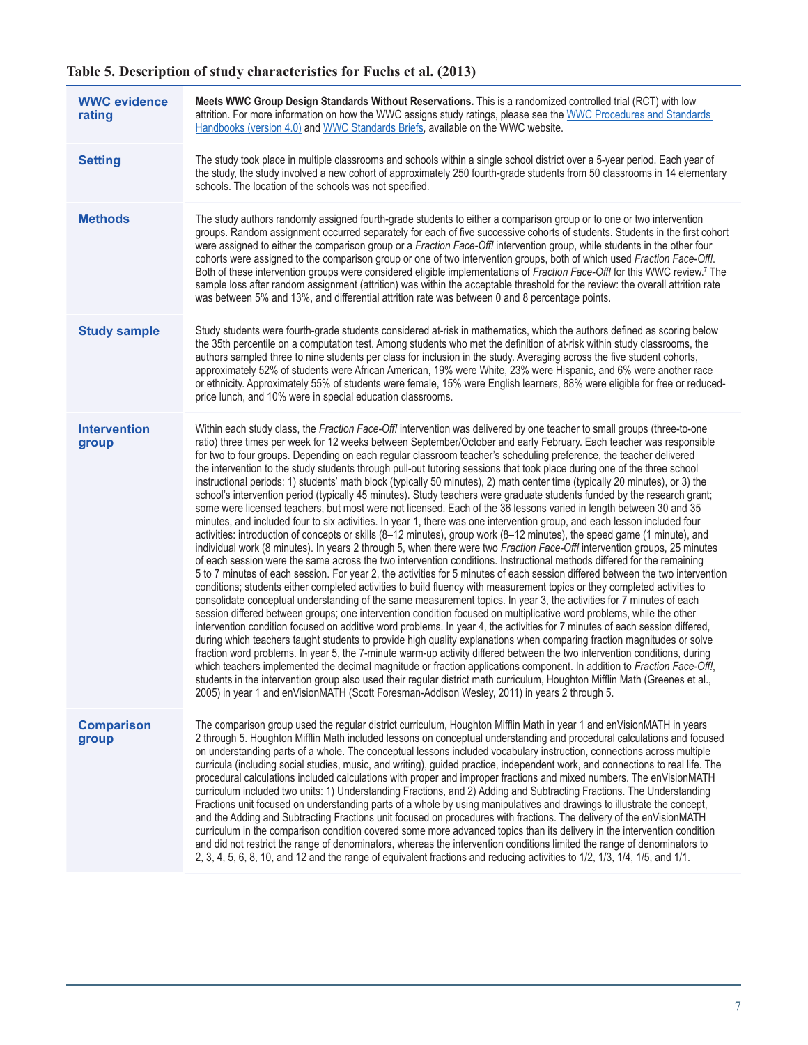### Table 5. Description of study characteristics for Fuchs et al. (2013)

| | |
|---|---|
| **WWC evidence rating** | **Meets WWC Group Design Standards Without Reservations.** This is a randomized controlled trial (RCT) with low attrition. For more information on how the WWC assigns study ratings, please see the WWC Procedures and Standards Handbooks (version 4.0) and WWC Standards Briefs, available on the WWC website. |
| **Setting** | The study took place in multiple classrooms and schools within a single school district over a 5-year period. Each year of the study, the study involved a new cohort of approximately 250 fourth-grade students from 50 classrooms in 14 elementary schools. The location of the schools was not specified. |
| **Methods** | The study authors randomly assigned fourth-grade students to either a comparison group or to one or two intervention groups. Random assignment occurred separately for each of five successive cohorts of students. Students in the first cohort were assigned to either the comparison group or a *Fraction Face-Off!* intervention group, while students in the other four cohorts were assigned to the comparison group or one of two intervention groups, both of which used *Fraction Face-Off!*. Both of these intervention groups were considered eligible implementations of *Fraction Face-Off!* for this WWC review.[7] The sample loss after random assignment (attrition) was within the acceptable threshold for the review: the overall attrition rate was between 5% and 13%, and differential attrition rate was between 0 and 8 percentage points. |
| **Study sample** | Study students were fourth-grade students considered at-risk in mathematics, which the authors defined as scoring below the 35th percentile on a computation test. Among students who met the definition of at-risk within study classrooms, the authors sampled three to nine students per class for inclusion in the study. Averaging across the five student cohorts, approximately 52% of students were African American, 19% were White, 23% were Hispanic, and 6% were another race or ethnicity. Approximately 55% of students were female, 15% were English learners, 88% were eligible for free or reduced-price lunch, and 10% were in special education classrooms. |
| **Intervention group** | Within each study class, the *Fraction Face-Off!* intervention was delivered by one teacher to small groups (three-to-one ratio) three times per week for 12 weeks between September/October and early February. Each teacher was responsible for two to four groups. Depending on each regular classroom teacher's scheduling preference, the teacher delivered the intervention to the study students through pull-out tutoring sessions that took place during one of the three school instructional periods: 1) students' math block (typically 50 minutes), 2) math center time (typically 20 minutes), or 3) the school's intervention period (typically 45 minutes). Study teachers were graduate students funded by the research grant; some were licensed teachers, but most were not licensed. Each of the 36 lessons varied in length between 30 and 35 minutes, and included four to six activities. In year 1, there was one intervention group, and each lesson included four activities: introduction of concepts or skills (8–12 minutes), group work (8–12 minutes), the speed game (1 minute), and individual work (8 minutes). In years 2 through 5, when there were two *Fraction Face-Off!* intervention groups, 25 minutes of each session were the same across the two intervention conditions. Instructional methods differed for the remaining 5 to 7 minutes of each session. For year 2, the activities for 5 minutes of each session differed between the two intervention conditions; students either completed activities to build fluency with measurement topics or they completed activities to consolidate conceptual understanding of the same measurement topics. In year 3, the activities for 7 minutes of each session differed between groups; one intervention condition focused on multiplicative word problems, while the other intervention condition focused on additive word problems. In year 4, the activities for 7 minutes of each session differed, during which teachers taught students to provide high quality explanations when comparing fraction magnitudes or solve fraction word problems. In year 5, the 7-minute warm-up activity differed between the two intervention conditions, during which teachers implemented the decimal magnitude or fraction applications component. In addition to *Fraction Face-Off!*, students in the intervention group also used their regular district math curriculum, Houghton Mifflin Math (Greenes et al., 2005) in year 1 and enVisionMATH (Scott Foresman-Addison Wesley, 2011) in years 2 through 5. |
| **Comparison group** | The comparison group used the regular district curriculum, Houghton Mifflin Math in year 1 and enVisionMATH in years 2 through 5. Houghton Mifflin Math included lessons on conceptual understanding and procedural calculations and focused on understanding parts of a whole. The conceptual lessons included vocabulary instruction, connections across multiple curricula (including social studies, music, and writing), guided practice, independent work, and connections to real life. The procedural calculations included calculations with proper and improper fractions and mixed numbers. The enVisionMATH curriculum included two units: 1) Understanding Fractions, and 2) Adding and Subtracting Fractions. The Understanding Fractions unit focused on understanding parts of a whole by using manipulatives and drawings to illustrate the concept, and the Adding and Subtracting Fractions unit focused on procedures with fractions. The delivery of the enVisionMATH curriculum in the comparison condition covered some more advanced topics than its delivery in the intervention condition and did not restrict the range of denominators, whereas the intervention conditions limited the range of denominators to 2, 3, 4, 5, 6, 8, 10, and 12 and the range of equivalent fractions and reducing activities to 1/2, 1/3, 1/4, 1/5, and 1/1. |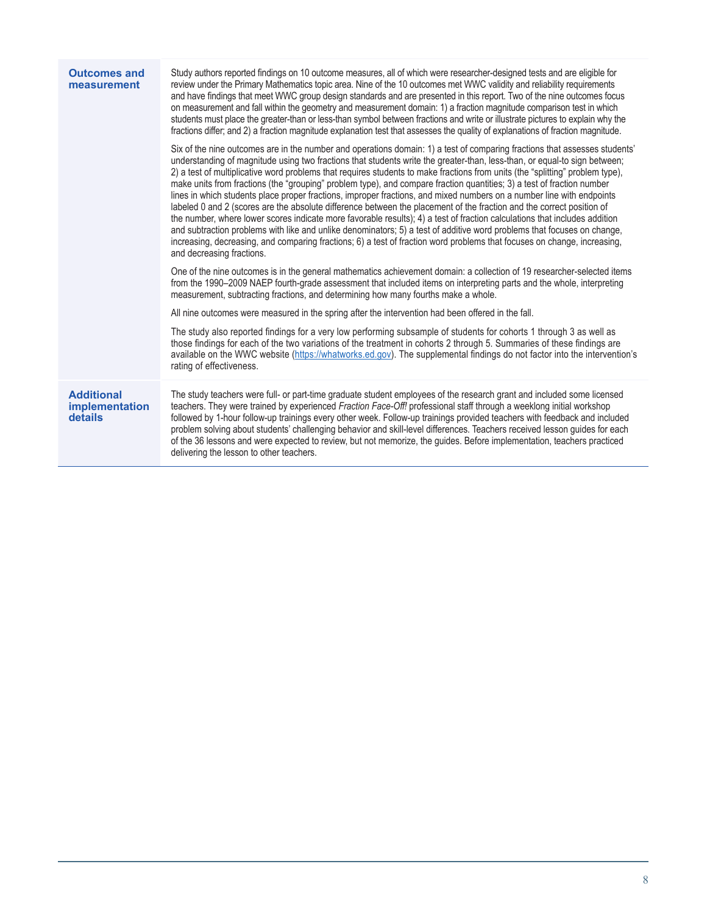| | |
|---|---|
| **Outcomes and measurement** | Study authors reported findings on 10 outcome measures, all of which were researcher-designed tests and are eligible for review under the Primary Mathematics topic area. Nine of the 10 outcomes met WWC validity and reliability requirements and have findings that meet WWC group design standards and are presented in this report. Two of the nine outcomes focus on measurement and fall within the geometry and measurement domain: 1) a fraction magnitude comparison test in which students must place the greater-than or less-than symbol between fractions and write or illustrate pictures to explain why the fractions differ; and 2) a fraction magnitude explanation test that assesses the quality of explanations of fraction magnitude.<br><br>Six of the nine outcomes are in the number and operations domain: 1) a test of comparing fractions that assesses students' understanding of magnitude using two fractions that students write the greater-than, less-than, or equal-to sign between; 2) a test of multiplicative word problems that requires students to make fractions from units (the "splitting" problem type), make units from fractions (the "grouping" problem type), and compare fraction quantities; 3) a test of fraction number lines in which students place proper fractions, improper fractions, and mixed numbers on a number line with endpoints labeled 0 and 2 (scores are the absolute difference between the placement of the fraction and the correct position of the number, where lower scores indicate more favorable results); 4) a test of fraction calculations that includes addition and subtraction problems with like and unlike denominators; 5) a test of additive word problems that focuses on change, increasing, decreasing, and comparing fractions; 6) a test of fraction word problems that focuses on change, increasing, and decreasing fractions.<br><br>One of the nine outcomes is in the general mathematics achievement domain: a collection of 19 researcher-selected items from the 1990–2009 NAEP fourth-grade assessment that included items on interpreting parts and the whole, interpreting measurement, subtracting fractions, and determining how many fourths make a whole.<br><br>All nine outcomes were measured in the spring after the intervention had been offered in the fall.<br><br>The study also reported findings for a very low performing subsample of students for cohorts 1 through 3 as well as those findings for each of the two variations of the treatment in cohorts 2 through 5. Summaries of these findings are available on the WWC website (https://whatworks.ed.gov). The supplemental findings do not factor into the intervention's rating of effectiveness. |
| **Additional implementation details** | The study teachers were full- or part-time graduate student employees of the research grant and included some licensed teachers. They were trained by experienced *Fraction Face-Off!* professional staff through a weeklong initial workshop followed by 1-hour follow-up trainings every other week. Follow-up trainings provided teachers with feedback and included problem solving about students' challenging behavior and skill-level differences. Teachers received lesson guides for each of the 36 lessons and were expected to review, but not memorize, the guides. Before implementation, teachers practiced delivering the lesson to other teachers. |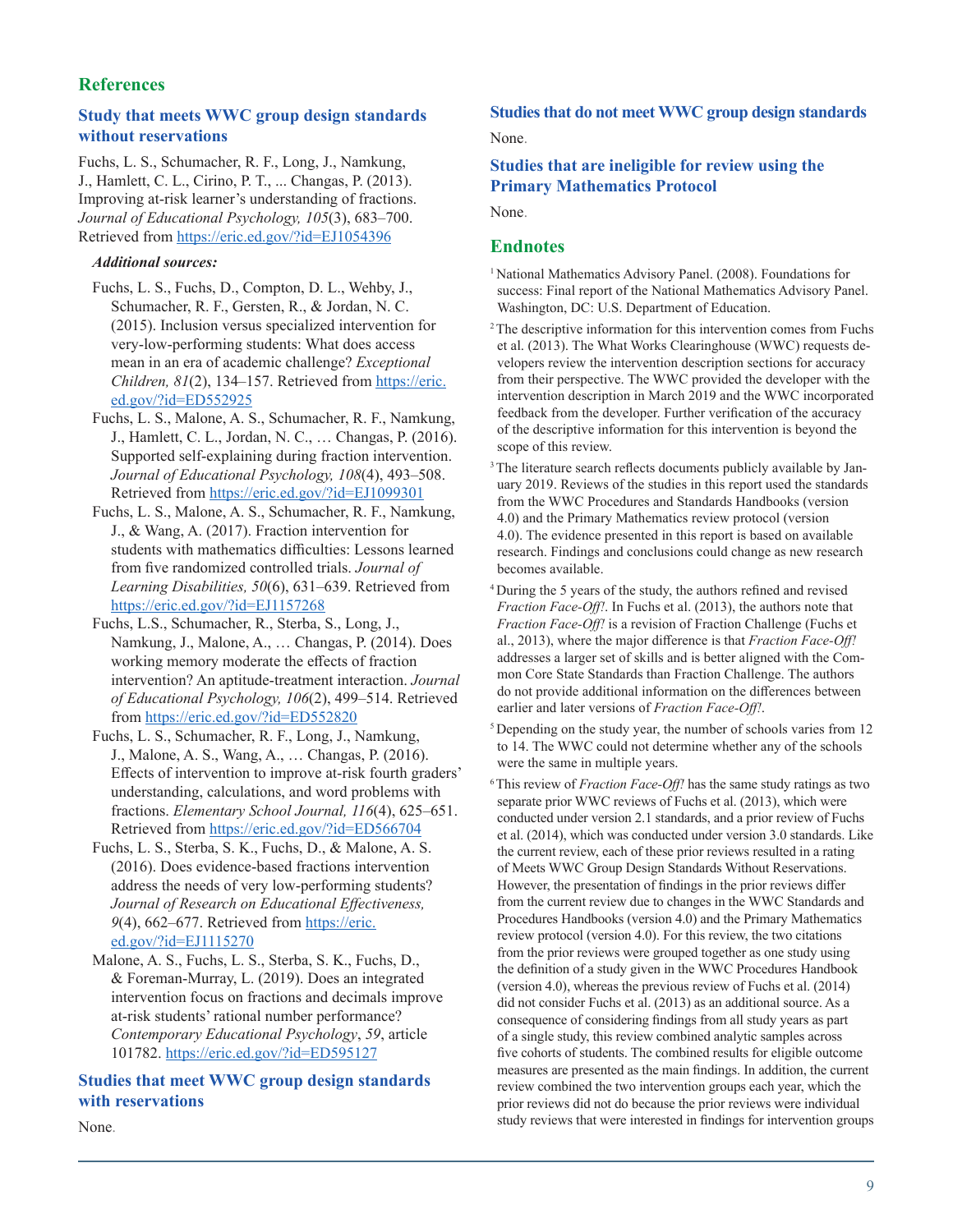## References

### Study that meets WWC group design standards without reservations

Fuchs, L. S., Schumacher, R. F., Long, J., Namkung, J., Hamlett, C. L., Cirino, P. T., ... Changas, P. (2013). Improving at-risk learner's understanding of fractions. *Journal of Educational Psychology, 105*(3), 683–700. Retrieved from https://eric.ed.gov/?id=EJ1054396

***Additional sources:***

Fuchs, L. S., Fuchs, D., Compton, D. L., Wehby, J., Schumacher, R. F., Gersten, R., & Jordan, N. C. (2015). Inclusion versus specialized intervention for very-low-performing students: What does access mean in an era of academic challenge? *Exceptional Children, 81*(2), 134–157. Retrieved from https://eric.ed.gov/?id=ED552925

Fuchs, L. S., Malone, A. S., Schumacher, R. F., Namkung, J., Hamlett, C. L., Jordan, N. C., … Changas, P. (2016). Supported self-explaining during fraction intervention. *Journal of Educational Psychology, 108*(4), 493–508. Retrieved from https://eric.ed.gov/?id=EJ1099301

Fuchs, L. S., Malone, A. S., Schumacher, R. F., Namkung, J., & Wang, A. (2017). Fraction intervention for students with mathematics difficulties: Lessons learned from five randomized controlled trials. *Journal of Learning Disabilities, 50*(6), 631–639. Retrieved from https://eric.ed.gov/?id=EJ1157268

Fuchs, L.S., Schumacher, R., Sterba, S., Long, J., Namkung, J., Malone, A., … Changas, P. (2014). Does working memory moderate the effects of fraction intervention? An aptitude-treatment interaction. *Journal of Educational Psychology, 106*(2), 499–514. Retrieved from https://eric.ed.gov/?id=ED552820

Fuchs, L. S., Schumacher, R. F., Long, J., Namkung, J., Malone, A. S., Wang, A., … Changas, P. (2016). Effects of intervention to improve at-risk fourth graders' understanding, calculations, and word problems with fractions. *Elementary School Journal, 116*(4), 625–651. Retrieved from https://eric.ed.gov/?id=ED566704

Fuchs, L. S., Sterba, S. K., Fuchs, D., & Malone, A. S. (2016). Does evidence-based fractions intervention address the needs of very low-performing students? *Journal of Research on Educational Effectiveness, 9*(4), 662–677. Retrieved from https://eric.ed.gov/?id=EJ1115270

Malone, A. S., Fuchs, L. S., Sterba, S. K., Fuchs, D., & Foreman-Murray, L. (2019). Does an integrated intervention focus on fractions and decimals improve at-risk students' rational number performance? *Contemporary Educational Psychology*, *59*, article 101782. https://eric.ed.gov/?id=ED595127

### Studies that meet WWC group design standards with reservations

None.

### Studies that do not meet WWC group design standards

None.

### Studies that are ineligible for review using the Primary Mathematics Protocol

None.

## Endnotes

[1] National Mathematics Advisory Panel. (2008). Foundations for success: Final report of the National Mathematics Advisory Panel. Washington, DC: U.S. Department of Education.

[2] The descriptive information for this intervention comes from Fuchs et al. (2013). The What Works Clearinghouse (WWC) requests developers review the intervention description sections for accuracy from their perspective. The WWC provided the developer with the intervention description in March 2019 and the WWC incorporated feedback from the developer. Further verification of the accuracy of the descriptive information for this intervention is beyond the scope of this review.

[3] The literature search reflects documents publicly available by January 2019. Reviews of the studies in this report used the standards from the WWC Procedures and Standards Handbooks (version 4.0) and the Primary Mathematics review protocol (version 4.0). The evidence presented in this report is based on available research. Findings and conclusions could change as new research becomes available.

[4] During the 5 years of the study, the authors refined and revised *Fraction Face-Off!*. In Fuchs et al. (2013), the authors note that *Fraction Face-Off!* is a revision of Fraction Challenge (Fuchs et al., 2013), where the major difference is that *Fraction Face-Off!* addresses a larger set of skills and is better aligned with the Common Core State Standards than Fraction Challenge. The authors do not provide additional information on the differences between earlier and later versions of *Fraction Face-Off!*.

[5] Depending on the study year, the number of schools varies from 12 to 14. The WWC could not determine whether any of the schools were the same in multiple years.

[6] This review of *Fraction Face-Off!* has the same study ratings as two separate prior WWC reviews of Fuchs et al. (2013), which were conducted under version 2.1 standards, and a prior review of Fuchs et al. (2014), which was conducted under version 3.0 standards. Like the current review, each of these prior reviews resulted in a rating of Meets WWC Group Design Standards Without Reservations. However, the presentation of findings in the prior reviews differ from the current review due to changes in the WWC Standards and Procedures Handbooks (version 4.0) and the Primary Mathematics review protocol (version 4.0). For this review, the two citations from the prior reviews were grouped together as one study using the definition of a study given in the WWC Procedures Handbook (version 4.0), whereas the previous review of Fuchs et al. (2014) did not consider Fuchs et al. (2013) as an additional source. As a consequence of considering findings from all study years as part of a single study, this review combined analytic samples across five cohorts of students. The combined results for eligible outcome measures are presented as the main findings. In addition, the current review combined the two intervention groups each year, which the prior reviews did not do because the prior reviews were individual study reviews that were interested in findings for intervention groups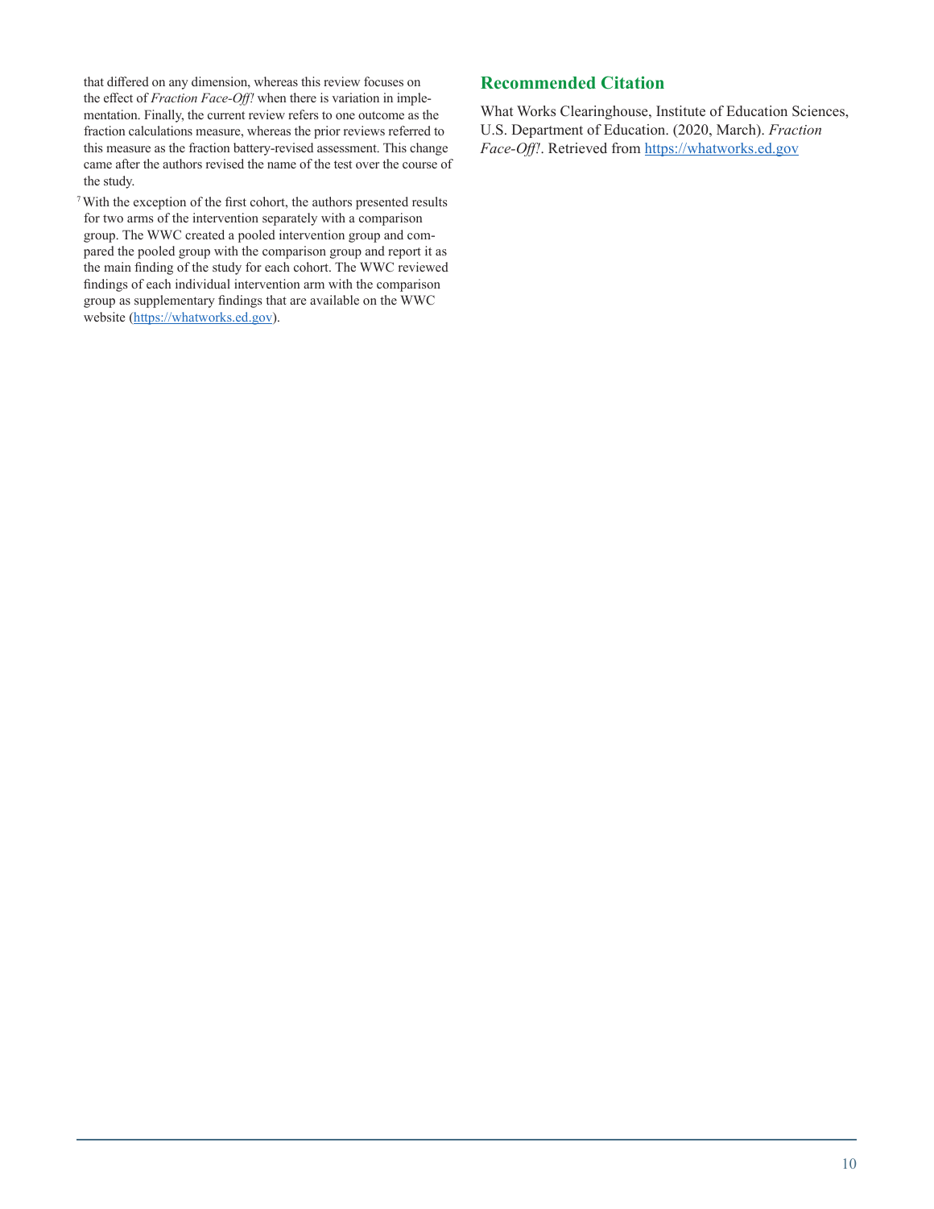that differed on any dimension, whereas this review focuses on the effect of *Fraction Face-Off!* when there is variation in implementation. Finally, the current review refers to one outcome as the fraction calculations measure, whereas the prior reviews referred to this measure as the fraction battery-revised assessment. This change came after the authors revised the name of the test over the course of the study.

[7] With the exception of the first cohort, the authors presented results for two arms of the intervention separately with a comparison group. The WWC created a pooled intervention group and compared the pooled group with the comparison group and report it as the main finding of the study for each cohort. The WWC reviewed findings of each individual intervention arm with the comparison group as supplementary findings that are available on the WWC website (https://whatworks.ed.gov).

## Recommended Citation

What Works Clearinghouse, Institute of Education Sciences, U.S. Department of Education. (2020, March). *Fraction Face-Off!*. Retrieved from https://whatworks.ed.gov